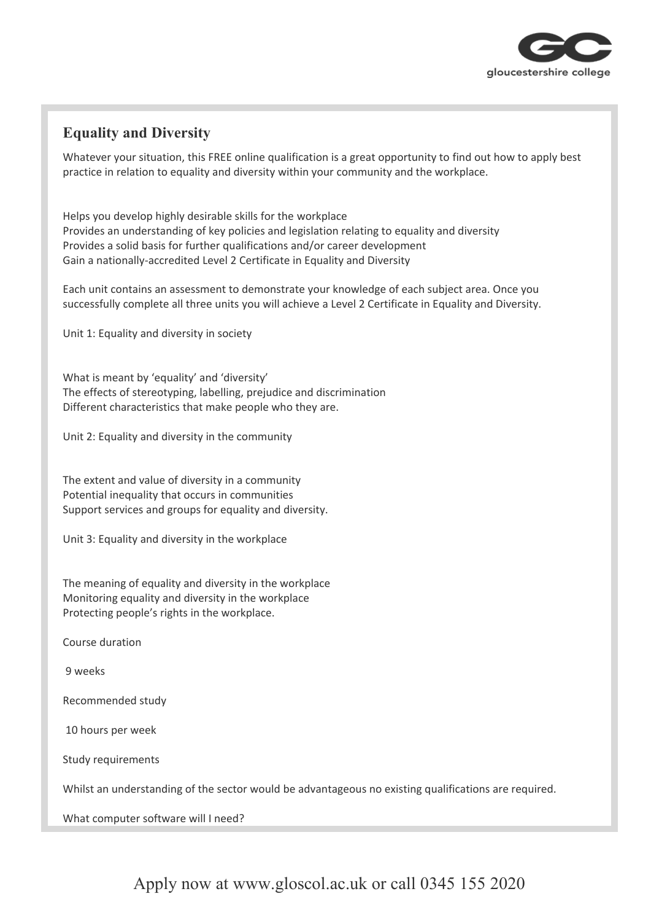## Equality and Diversity

Whatever your situation, this FREE online qualification is a great opportunity to find out how to apply best practice in relation to equality and diversity within your community and the workplace.

Helps you develop highly desirable skills for the workplace
Provides an understanding of key policies and legislation relating to equality and diversity
Provides a solid basis for further qualifications and/or career development
Gain a nationally-accredited Level 2 Certificate in Equality and Diversity

Each unit contains an assessment to demonstrate your knowledge of each subject area. Once you successfully complete all three units you will achieve a Level 2 Certificate in Equality and Diversity.

Unit 1: Equality and diversity in society

What is meant by 'equality' and 'diversity'
The effects of stereotyping, labelling, prejudice and discrimination
Different characteristics that make people who they are.

Unit 2: Equality and diversity in the community

The extent and value of diversity in a community
Potential inequality that occurs in communities
Support services and groups for equality and diversity.

Unit 3: Equality and diversity in the workplace

The meaning of equality and diversity in the workplace
Monitoring equality and diversity in the workplace
Protecting people's rights in the workplace.

Course duration

9 weeks

Recommended study

10 hours per week

Study requirements

Whilst an understanding of the sector would be advantageous no existing qualifications are required.

What computer software will I need?

Apply now at www.gloscol.ac.uk or call 0345 155 2020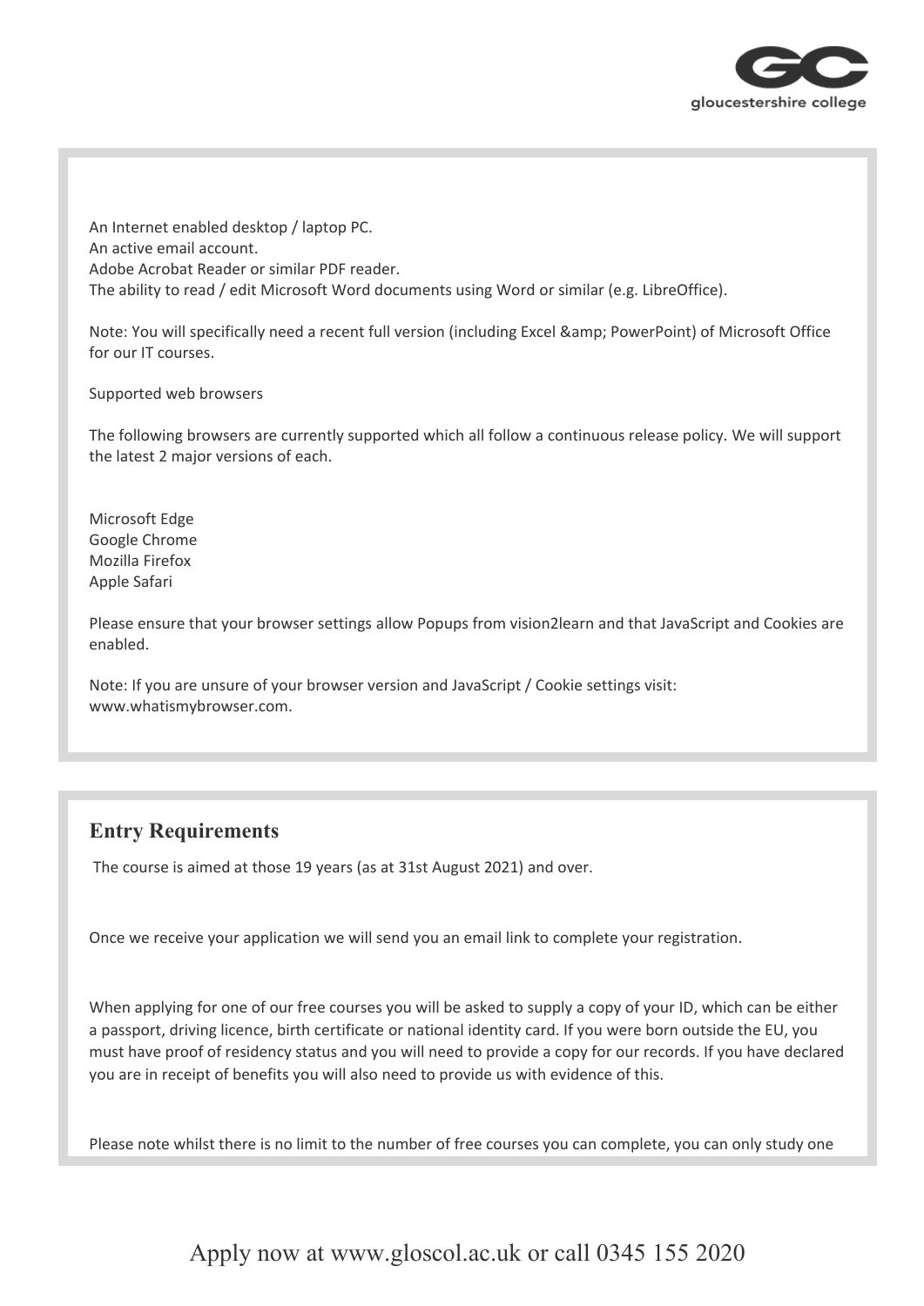An Internet enabled desktop / laptop PC.
An active email account.
Adobe Acrobat Reader or similar PDF reader.
The ability to read / edit Microsoft Word documents using Word or similar (e.g. LibreOffice).

Note: You will specifically need a recent full version (including Excel &amp; PowerPoint) of Microsoft Office for our IT courses.

Supported web browsers

The following browsers are currently supported which all follow a continuous release policy. We will support the latest 2 major versions of each.

Microsoft Edge
Google Chrome
Mozilla Firefox
Apple Safari

Please ensure that your browser settings allow Popups from vision2learn and that JavaScript and Cookies are enabled.

Note: If you are unsure of your browser version and JavaScript / Cookie settings visit: www.whatismybrowser.com.

## Entry Requirements

The course is aimed at those 19 years (as at 31st August 2021) and over.

Once we receive your application we will send you an email link to complete your registration.

When applying for one of our free courses you will be asked to supply a copy of your ID, which can be either a passport, driving licence, birth certificate or national identity card. If you were born outside the EU, you must have proof of residency status and you will need to provide a copy for our records. If you have declared you are in receipt of benefits you will also need to provide us with evidence of this.

Please note whilst there is no limit to the number of free courses you can complete, you can only study one

Apply now at www.gloscol.ac.uk or call 0345 155 2020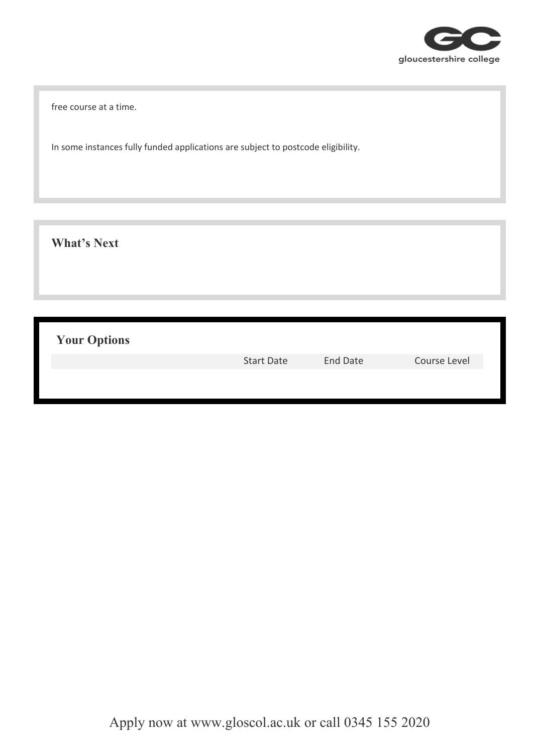free course at a time.

In some instances fully funded applications are subject to postcode eligibility.

## What's Next

## Your Options

| | Start Date | End Date | Course Level |
| --- | --- | --- | --- |

Apply now at www.gloscol.ac.uk or call 0345 155 2020